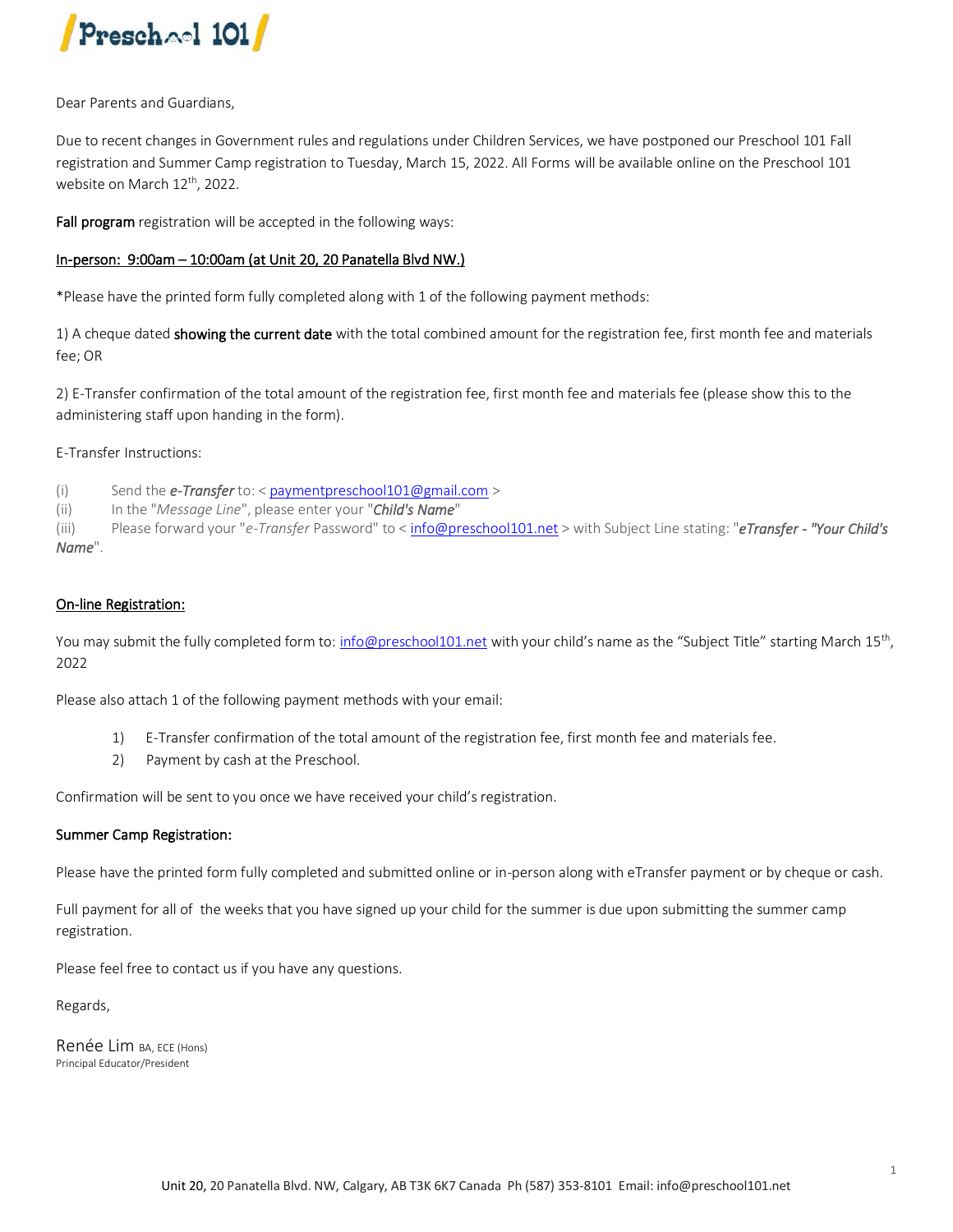# Preschool 101

Dear Parents and Guardians,

Due to recent changes in Government rules and regulations under Children Services, we have postponed our Preschool 101 Fall registration and Summer Camp registration to Tuesday, March 15, 2022. All Forms will be available online on the Preschool 101 website on March 12th, 2022.

**Fall program** registration will be accepted in the following ways:

**In-person: 9:00am – 10:00am (at Unit 20, 20 Panatella Blvd NW.)**

*Please have the printed form fully completed along with 1 of the following payment methods:

1) A cheque dated **showing the current date** with the total combined amount for the registration fee, first month fee and materials fee; OR

2) E-Transfer confirmation of the total amount of the registration fee, first month fee and materials fee (please show this to the administering staff upon handing in the form).

E-Transfer Instructions:

(i) Send the ***e-Transfer*** to: < paymentpreschool101@gmail.com >
(ii) In the "*Message Line*", please enter your "***Child's Name***"
(iii) Please forward your "*e-Transfer* Password" to < info@preschool101.net > with Subject Line stating: "***eTransfer - "Your Child's Name***".

**On-line Registration:**

You may submit the fully completed form to: info@preschool101.net with your child's name as the "Subject Title" starting March 15th, 2022

Please also attach 1 of the following payment methods with your email:

1) E-Transfer confirmation of the total amount of the registration fee, first month fee and materials fee.
2) Payment by cash at the Preschool.

Confirmation will be sent to you once we have received your child's registration.

**Summer Camp Registration:**

Please have the printed form fully completed and submitted online or in-person along with eTransfer payment or by cheque or cash.

Full payment for all of the weeks that you have signed up your child for the summer is due upon submitting the summer camp registration.

Please feel free to contact us if you have any questions.

Regards,

Renée Lim BA, ECE (Hons)
Principal Educator/President

Unit 20, 20 Panatella Blvd. NW, Calgary, AB T3K 6K7 Canada Ph (587) 353-8101 Email: info@preschool101.net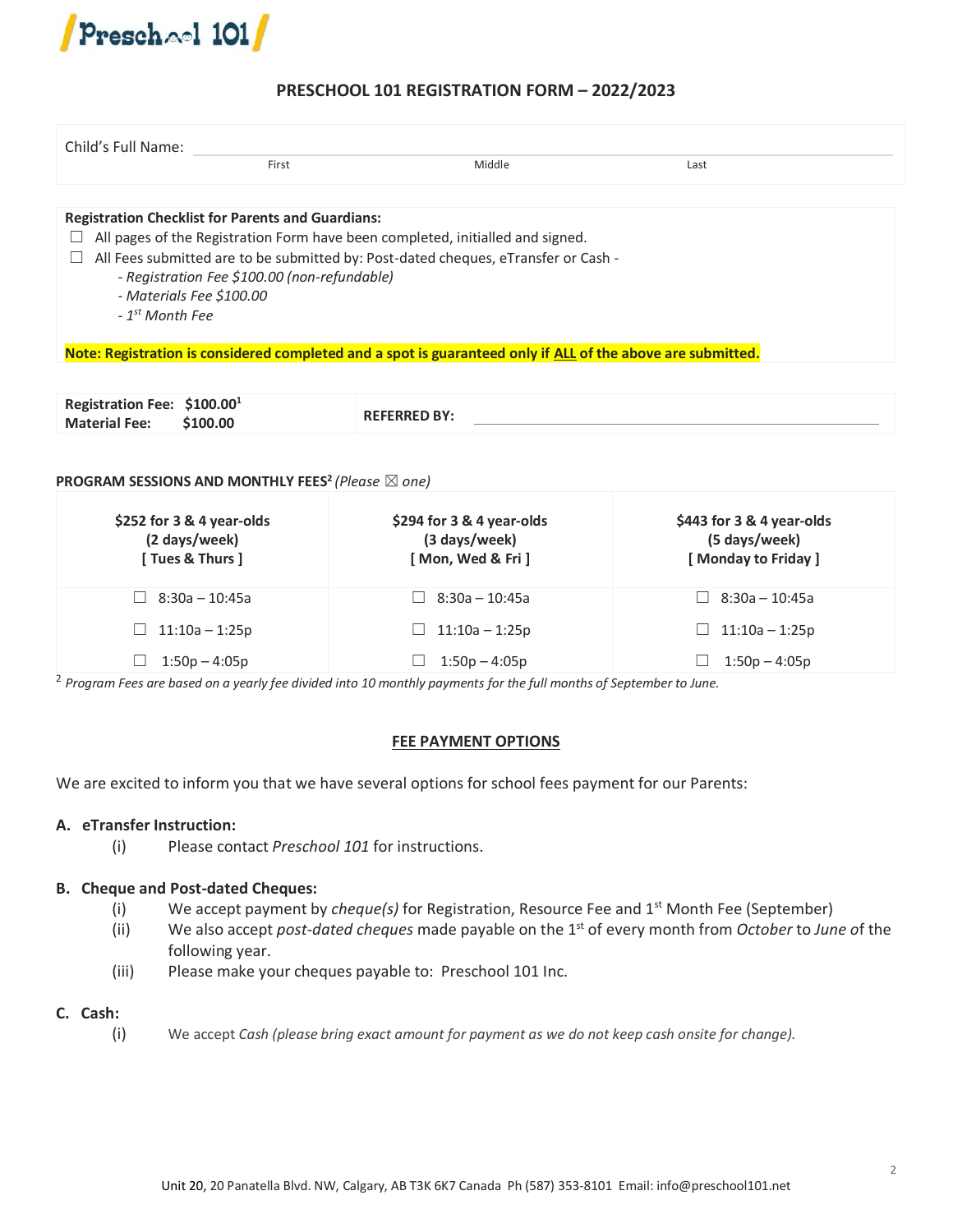# PRESCHOOL 101 REGISTRATION FORM – 2022/2023

Child's Full Name: ______________________________________________

First Middle Last

**Registration Checklist for Parents and Guardians:**

☐ All pages of the Registration Form have been completed, initialled and signed.

☐ All Fees submitted are to be submitted by: Post-dated cheques, eTransfer or Cash -

- *Registration Fee $100.00 (non-refundable)*
- *Materials Fee $100.00*
- *1st Month Fee*

**Note: Registration is considered completed and a spot is guaranteed only if ALL of the above are submitted.**

| **Registration Fee: $100.00[1]**<br>**Material Fee: $100.00** | **REFERRED BY:** ______________________ |
|---|---|

**PROGRAM SESSIONS AND MONTHLY FEES[2]** *(Please ☒ one)*

| **$252 for 3 & 4 year-olds (2 days/week) [ Tues & Thurs ]** | **$294 for 3 & 4 year-olds (3 days/week) [ Mon, Wed & Fri ]** | **$443 for 3 & 4 year-olds (5 days/week) [ Monday to Friday ]** |
|---|---|---|
| ☐ 8:30a – 10:45a | ☐ 8:30a – 10:45a | ☐ 8:30a – 10:45a |
| ☐ 11:10a – 1:25p | ☐ 11:10a – 1:25p | ☐ 11:10a – 1:25p |
| ☐ 1:50p – 4:05p | ☐ 1:50p – 4:05p | ☐ 1:50p – 4:05p |

[2] *Program Fees are based on a yearly fee divided into 10 monthly payments for the full months of September to June.*

## FEE PAYMENT OPTIONS

We are excited to inform you that we have several options for school fees payment for our Parents:

**A. eTransfer Instruction:**

(i) Please contact *Preschool 101* for instructions.

**B. Cheque and Post-dated Cheques:**

(i) We accept payment by *cheque(s)* for Registration, Resource Fee and 1st Month Fee (September)

(ii) We also accept *post-dated cheques* made payable on the 1st of every month from *October* to *June* of the following year.

(iii) Please make your cheques payable to: Preschool 101 Inc.

**C. Cash:**

(i) We accept *Cash (please bring exact amount for payment as we do not keep cash onsite for change).*

Unit 20, 20 Panatella Blvd. NW, Calgary, AB T3K 6K7 Canada Ph (587) 353-8101 Email: info@preschool101.net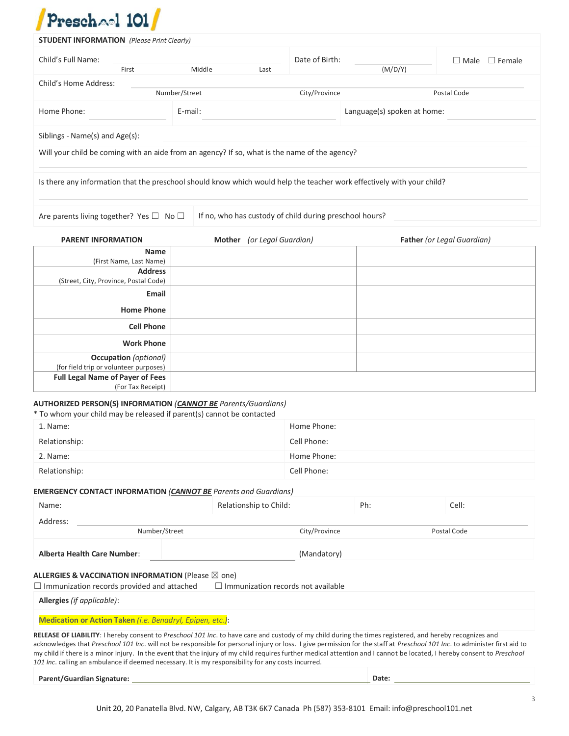# Preschool 101

**STUDENT INFORMATION** *(Please Print Clearly)*

Child's Full Name: ____________________ First Middle Last

Date of Birth: __________ (M/D/Y)

☐ Male ☐ Female

Child's Home Address: ____________________ Number/Street City/Province Postal Code

Home Phone: __________ E-mail: __________ Language(s) spoken at home: __________

Siblings - Name(s) and Age(s): ____________________

Will your child be coming with an aide from an agency? If so, what is the name of the agency?

____________________

Is there any information that the preschool should know which would help the teacher work effectively with your child?

____________________

Are parents living together? Yes ☐ No ☐ If no, who has custody of child during preschool hours? __________

| PARENT INFORMATION | **Mother** *(or Legal Guardian)* | **Father** *(or Legal Guardian)* |
|---|---|---|
| **Name** (First Name, Last Name) | | |
| **Address** (Street, City, Province, Postal Code) | | |
| **Email** | | |
| **Home Phone** | | |
| **Cell Phone** | | |
| **Work Phone** | | |
| **Occupation** *(optional)* (for field trip or volunteer purposes) | | |
| **Full Legal Name of Payer of Fees** (For Tax Receipt) | | |

**AUTHORIZED PERSON(S) INFORMATION** *(**CANNOT BE** Parents/Guardians)*

\* To whom your child may be released if parent(s) cannot be contacted

| | |
|---|---|
| 1. Name: | Home Phone: |
| Relationship: | Cell Phone: |
| 2. Name: | Home Phone: |
| Relationship: | Cell Phone: |

**EMERGENCY CONTACT INFORMATION** *(**CANNOT BE** Parents and Guardians)*

| Name: | Relationship to Child: | Ph: | Cell: |
|---|---|---|---|

Address: ____________________ Number/Street City/Province Postal Code

**Alberta Health Care Number**: __________ (Mandatory)

**ALLERGIES & VACCINATION INFORMATION** (Please ☒ one)

☐ Immunization records provided and attached ☐ Immunization records not available

**Allergies** *(if applicable)*:

**Medication or Action Taken** *(i.e. Benadryl, Epipen, etc.)*:

**RELEASE OF LIABILITY**: I hereby consent to *Preschool 101 Inc*. to have care and custody of my child during the times registered, and hereby recognizes and acknowledges that *Preschool 101 Inc*. will not be responsible for personal injury or loss. I give permission for the staff at *Preschool 101 Inc*. to administer first aid to my child if there is a minor injury. In the event that the injury of my child requires further medical attention and I cannot be located, I hereby consent to *Preschool 101 Inc*. calling an ambulance if deemed necessary. It is my responsibility for any costs incurred.

**Parent/Guardian Signature:** ____________________ **Date:** __________

Unit 20, 20 Panatella Blvd. NW, Calgary, AB T3K 6K7 Canada Ph (587) 353-8101 Email: info@preschool101.net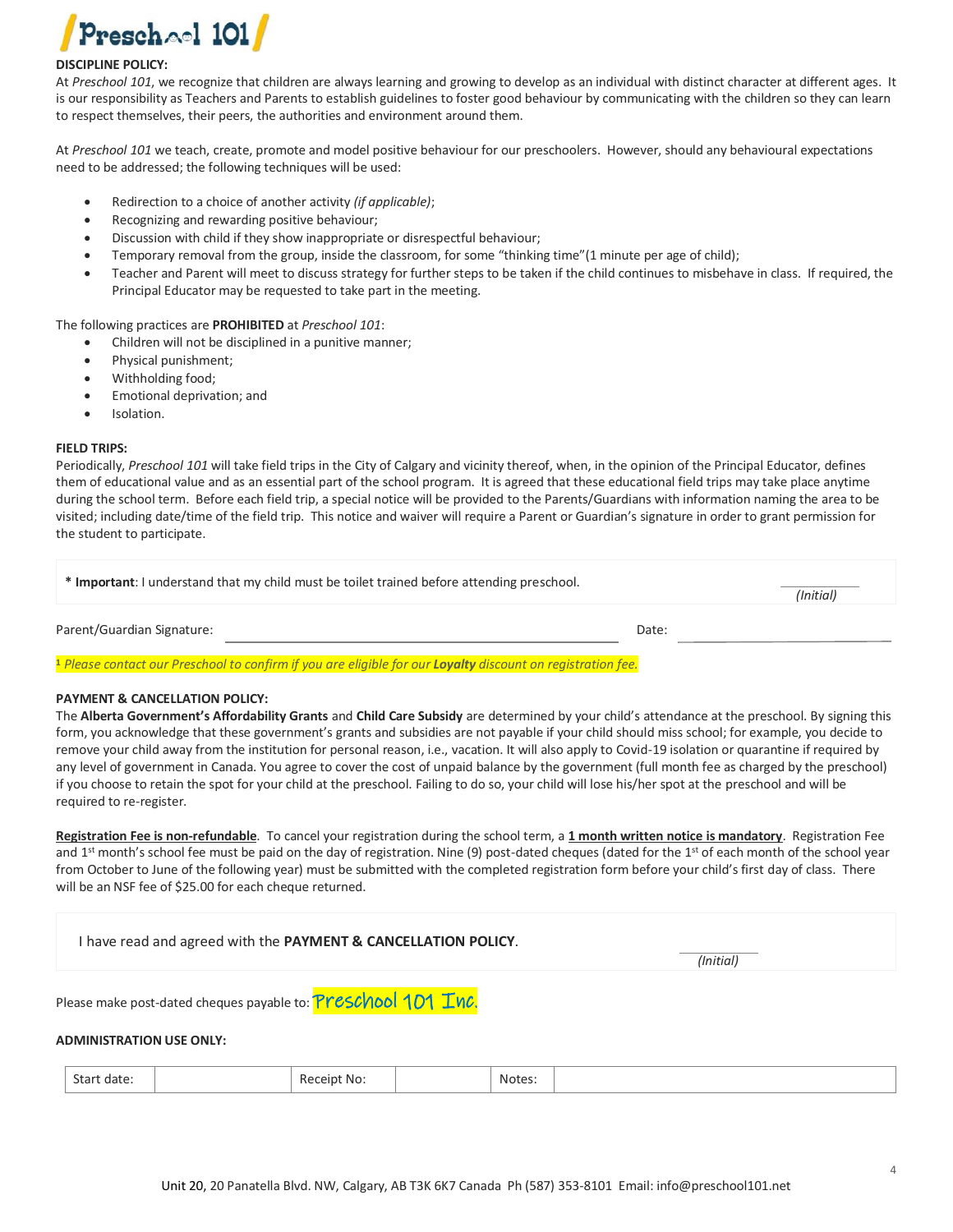**DISCIPLINE POLICY:**

At *Preschool 101*, we recognize that children are always learning and growing to develop as an individual with distinct character at different ages. It is our responsibility as Teachers and Parents to establish guidelines to foster good behaviour by communicating with the children so they can learn to respect themselves, their peers, the authorities and environment around them.

At *Preschool 101* we teach, create, promote and model positive behaviour for our preschoolers. However, should any behavioural expectations need to be addressed; the following techniques will be used:

- Redirection to a choice of another activity *(if applicable)*;
- Recognizing and rewarding positive behaviour;
- Discussion with child if they show inappropriate or disrespectful behaviour;
- Temporary removal from the group, inside the classroom, for some "thinking time"(1 minute per age of child);
- Teacher and Parent will meet to discuss strategy for further steps to be taken if the child continues to misbehave in class. If required, the Principal Educator may be requested to take part in the meeting.

The following practices are **PROHIBITED** at *Preschool 101*:

- Children will not be disciplined in a punitive manner;
- Physical punishment;
- Withholding food;
- Emotional deprivation; and
- Isolation.

**FIELD TRIPS:**

Periodically, *Preschool 101* will take field trips in the City of Calgary and vicinity thereof, when, in the opinion of the Principal Educator, defines them of educational value and as an essential part of the school program. It is agreed that these educational field trips may take place anytime during the school term. Before each field trip, a special notice will be provided to the Parents/Guardians with information naming the area to be visited; including date/time of the field trip. This notice and waiver will require a Parent or Guardian's signature in order to grant permission for the student to participate.

**\* Important**: I understand that my child must be toilet trained before attending preschool. ________ *(Initial)*

Parent/Guardian Signature: ______________________________ Date: ________________

[1] *Please contact our Preschool to confirm if you are eligible for our **Loyalty** discount on registration fee.*

**PAYMENT & CANCELLATION POLICY:**

The **Alberta Government's Affordability Grants** and **Child Care Subsidy** are determined by your child's attendance at the preschool. By signing this form, you acknowledge that these government's grants and subsidies are not payable if your child should miss school; for example, you decide to remove your child away from the institution for personal reason, i.e., vacation. It will also apply to Covid-19 isolation or quarantine if required by any level of government in Canada. You agree to cover the cost of unpaid balance by the government (full month fee as charged by the preschool) if you choose to retain the spot for your child at the preschool. Failing to do so, your child will lose his/her spot at the preschool and will be required to re-register.

**Registration Fee is non-refundable**. To cancel your registration during the school term, a **1 month written notice is mandatory**. Registration Fee and 1st month's school fee must be paid on the day of registration. Nine (9) post-dated cheques (dated for the 1st of each month of the school year from October to June of the following year) must be submitted with the completed registration form before your child's first day of class. There will be an NSF fee of $25.00 for each cheque returned.

I have read and agreed with the **PAYMENT & CANCELLATION POLICY**. ________ *(Initial)*

Please make post-dated cheques payable to: Preschool 101 Inc.

**ADMINISTRATION USE ONLY:**

| Start date: | | Receipt No: | | Notes: | |
|---|---|---|---|---|---|

Unit 20, 20 Panatella Blvd. NW, Calgary, AB T3K 6K7 Canada Ph (587) 353-8101 Email: info@preschool101.net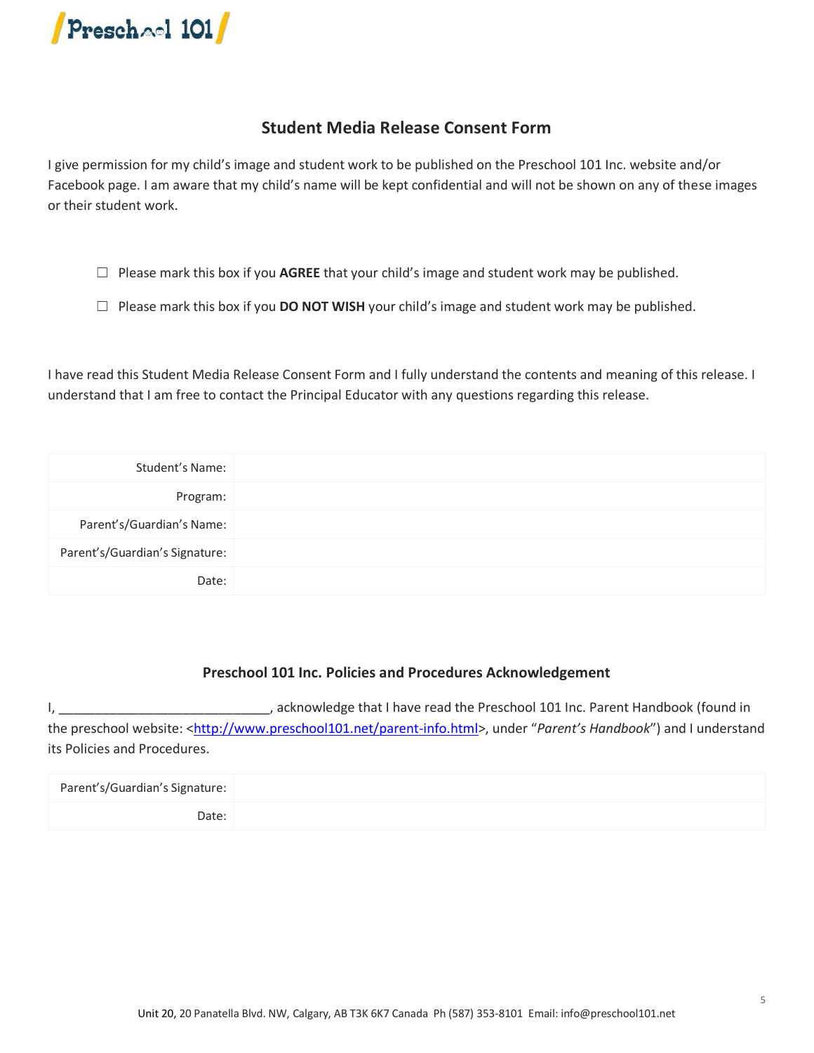## Student Media Release Consent Form

I give permission for my child's image and student work to be published on the Preschool 101 Inc. website and/or Facebook page. I am aware that my child's name will be kept confidential and will not be shown on any of these images or their student work.

- ☐ Please mark this box if you **AGREE** that your child's image and student work may be published.
- ☐ Please mark this box if you **DO NOT WISH** your child's image and student work may be published.

I have read this Student Media Release Consent Form and I fully understand the contents and meaning of this release. I understand that I am free to contact the Principal Educator with any questions regarding this release.

| | |
|---|---|
| Student's Name: | |
| Program: | |
| Parent's/Guardian's Name: | |
| Parent's/Guardian's Signature: | |
| Date: | |

## Preschool 101 Inc. Policies and Procedures Acknowledgement

I, ____________________________, acknowledge that I have read the Preschool 101 Inc. Parent Handbook (found in the preschool website: <http://www.preschool101.net/parent-info.html>, under "*Parent's Handbook*") and I understand its Policies and Procedures.

| | |
|---|---|
| Parent's/Guardian's Signature: | |
| Date: | |

Unit 20, 20 Panatella Blvd. NW, Calgary, AB T3K 6K7 Canada Ph (587) 353-8101 Email: info@preschool101.net